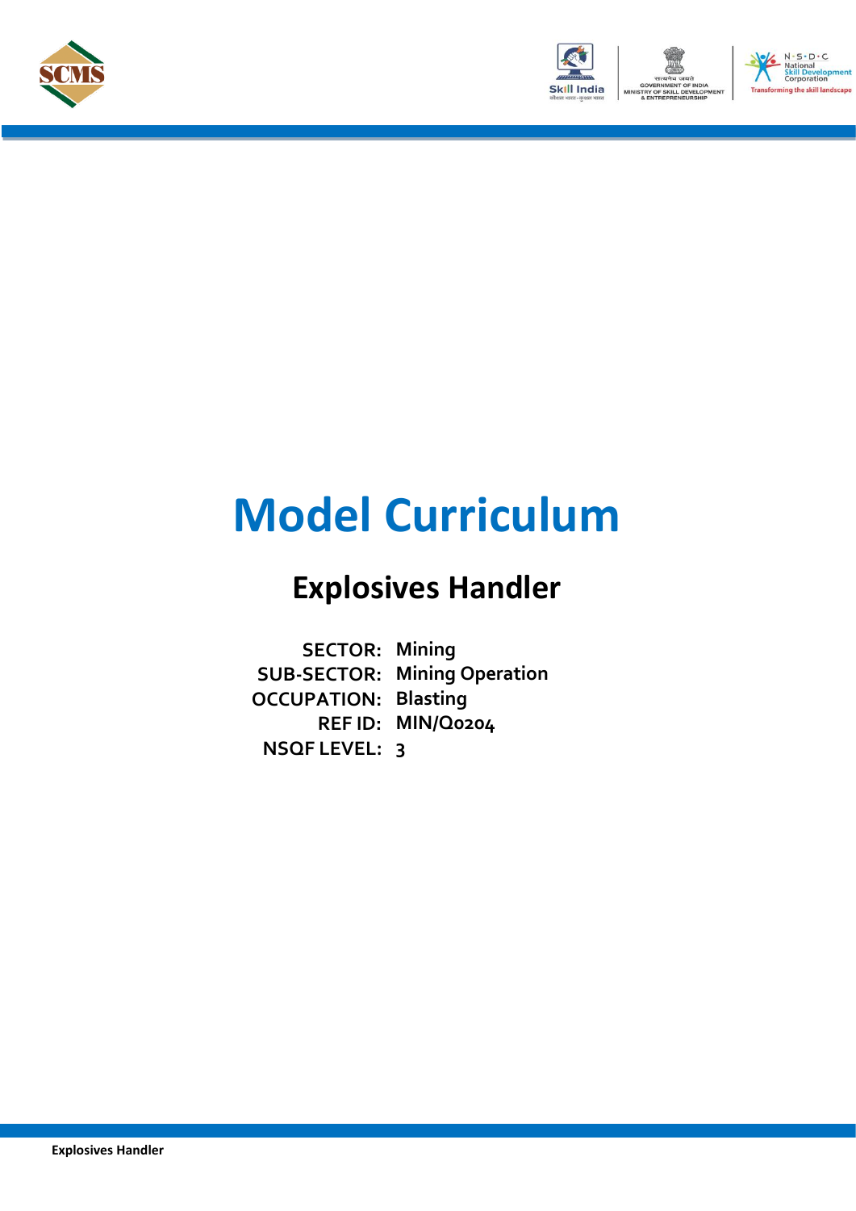# Model Curriculum

## Explosives Handler

**SECTOR:** Mining
**SUB-SECTOR:** Mining Operation
**OCCUPATION:** Blasting
**REF ID:** MIN/Q0204
**NSQF LEVEL:** 3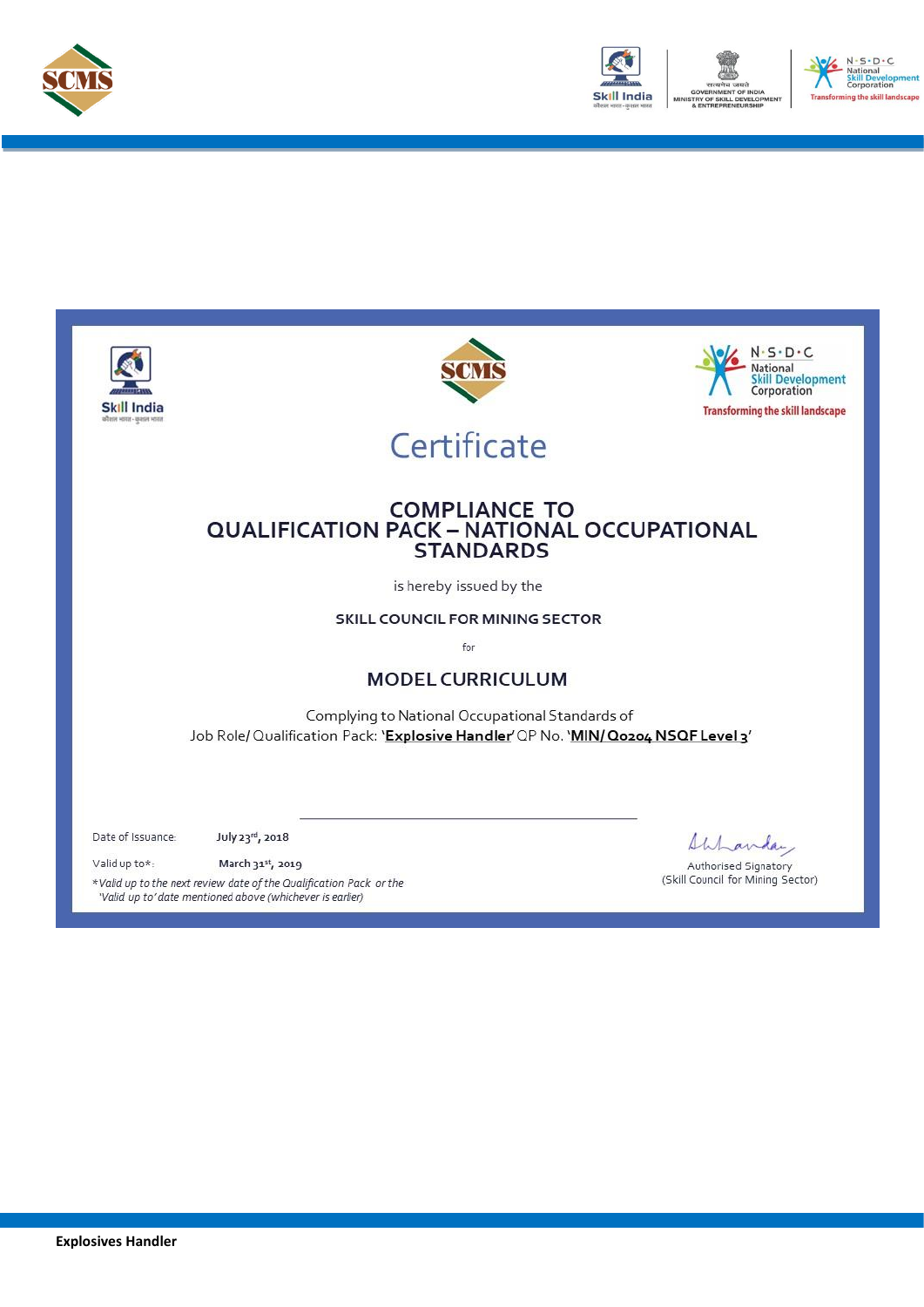# Certificate

## COMPLIANCE TO QUALIFICATION PACK – NATIONAL OCCUPATIONAL STANDARDS

is hereby issued by the

**SKILL COUNCIL FOR MINING SECTOR**

for

## MODEL CURRICULUM

Complying to National Occupational Standards of
Job Role/ Qualification Pack: '**Explosive Handler**' QP No. '**MIN/ Q0204 NSQF Level 3**'

Date of Issuance: **July 23rd, 2018**

Valid up to*: **March 31st, 2019**

*\*Valid up to the next review date of the Qualification Pack or the 'Valid up to' date mentioned above (whichever is earlier)*

Authorised Signatory
(Skill Council for Mining Sector)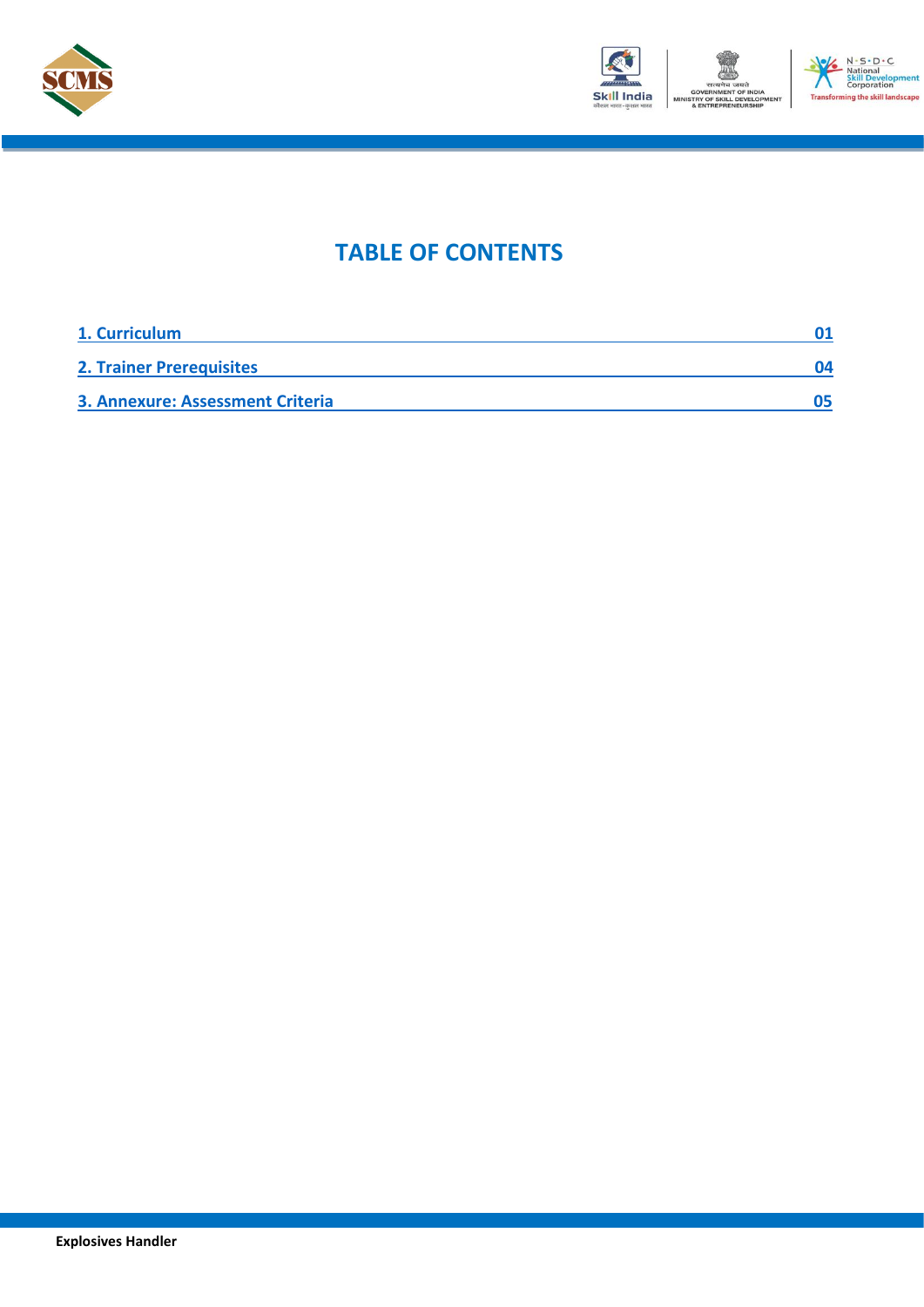# TABLE OF CONTENTS

| | |
|---|---|
| **1. Curriculum** | **01** |
| **2. Trainer Prerequisites** | **04** |
| **3. Annexure: Assessment Criteria** | **05** |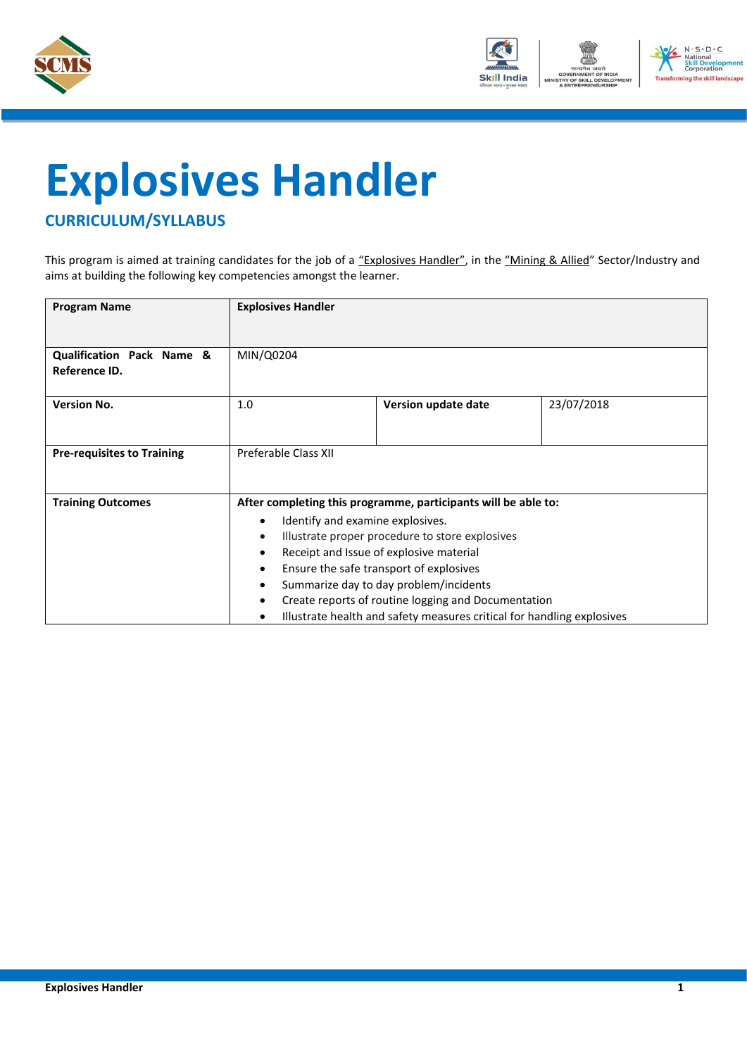# Explosives Handler

## CURRICULUM/SYLLABUS

This program is aimed at training candidates for the job of a "Explosives Handler", in the "Mining & Allied" Sector/Industry and aims at building the following key competencies amongst the learner.

| **Program Name** | **Explosives Handler** | | |
|---|---|---|---|
| **Qualification Pack Name & Reference ID.** | MIN/Q0204 | | |
| **Version No.** | 1.0 | **Version update date** | 23/07/2018 |
| **Pre-requisites to Training** | Preferable Class XII | | |
| **Training Outcomes** | **After completing this programme, participants will be able to:**<br>• Identify and examine explosives.<br>• Illustrate proper procedure to store explosives<br>• Receipt and Issue of explosive material<br>• Ensure the safe transport of explosives<br>• Summarize day to day problem/incidents<br>• Create reports of routine logging and Documentation<br>• Illustrate health and safety measures critical for handling explosives | | |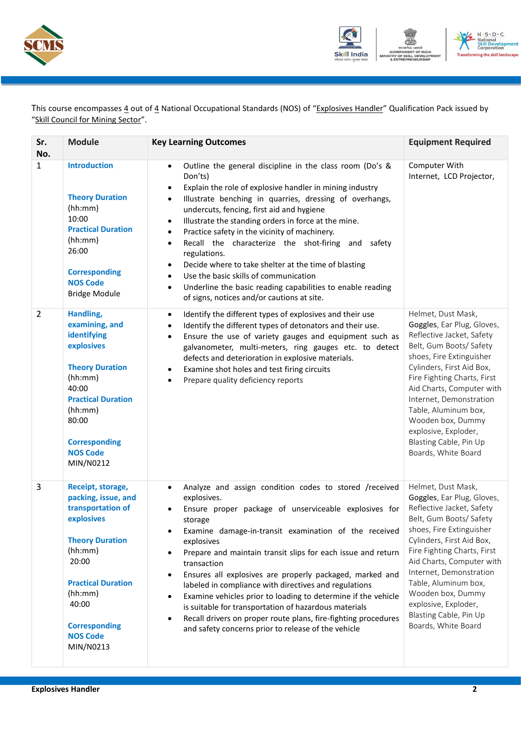This course encompasses 4 out of 4 National Occupational Standards (NOS) of "Explosives Handler" Qualification Pack issued by "Skill Council for Mining Sector".

| Sr. No. | Module | Key Learning Outcomes | Equipment Required |
|---|---|---|---|
| 1 | **Introduction**<br><br>**Theory Duration** (hh:mm) 10:00<br>**Practical Duration** (hh:mm) 26:00<br><br>**Corresponding NOS Code** Bridge Module | • Outline the general discipline in the class room (Do's & Don'ts)<br>• Explain the role of explosive handler in mining industry<br>• Illustrate benching in quarries, dressing of overhangs, undercuts, fencing, first aid and hygiene<br>• Illustrate the standing orders in force at the mine.<br>• Practice safety in the vicinity of machinery.<br>• Recall the characterize the shot-firing and safety regulations.<br>• Decide where to take shelter at the time of blasting<br>• Use the basic skills of communication<br>• Underline the basic reading capabilities to enable reading of signs, notices and/or cautions at site. | Computer With Internet, LCD Projector, |
| 2 | **Handling, examining, and identifying explosives**<br><br>**Theory Duration** (hh:mm) 40:00<br>**Practical Duration** (hh:mm) 80:00<br><br>**Corresponding NOS Code** MIN/N0212 | • Identify the different types of explosives and their use<br>• Identify the different types of detonators and their use.<br>• Ensure the use of variety gauges and equipment such as galvanometer, multi-meters, ring gauges etc. to detect defects and deterioration in explosive materials.<br>• Examine shot holes and test firing circuits<br>• Prepare quality deficiency reports | Helmet, Dust Mask, Goggles, Ear Plug, Gloves, Reflective Jacket, Safety Belt, Gum Boots/ Safety shoes, Fire Extinguisher Cylinders, First Aid Box, Fire Fighting Charts, First Aid Charts, Computer with Internet, Demonstration Table, Aluminum box, Wooden box, Dummy explosive, Exploder, Blasting Cable, Pin Up Boards, White Board |
| 3 | **Receipt, storage, packing, issue, and transportation of explosives**<br><br>**Theory Duration** (hh:mm) 20:00<br><br>**Practical Duration** (hh:mm) 40:00<br><br>**Corresponding NOS Code** MIN/N0213 | • Analyze and assign condition codes to stored /received explosives.<br>• Ensure proper package of unserviceable explosives for storage<br>• Examine damage-in-transit examination of the received explosives<br>• Prepare and maintain transit slips for each issue and return transaction<br>• Ensures all explosives are properly packaged, marked and labeled in compliance with directives and regulations<br>• Examine vehicles prior to loading to determine if the vehicle is suitable for transportation of hazardous materials<br>• Recall drivers on proper route plans, fire-fighting procedures and safety concerns prior to release of the vehicle | Helmet, Dust Mask, Goggles, Ear Plug, Gloves, Reflective Jacket, Safety Belt, Gum Boots/ Safety shoes, Fire Extinguisher Cylinders, First Aid Box, Fire Fighting Charts, First Aid Charts, Computer with Internet, Demonstration Table, Aluminum box, Wooden box, Dummy explosive, Exploder, Blasting Cable, Pin Up Boards, White Board |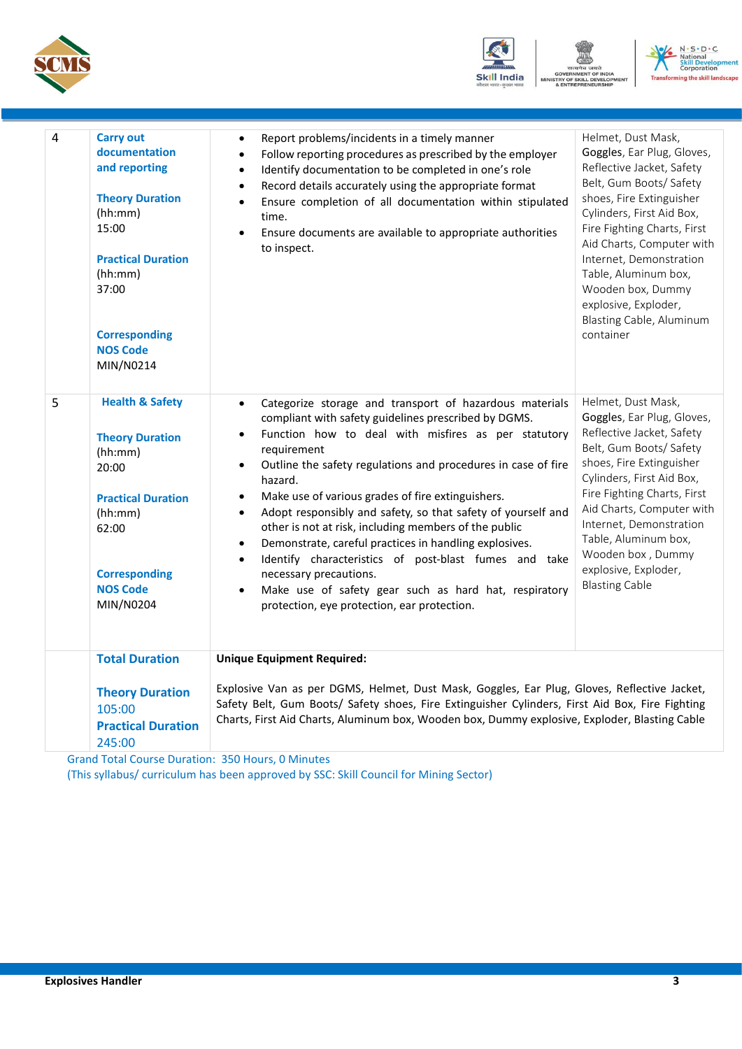| 4 | **Carry out documentation and reporting**<br><br>**Theory Duration** (hh:mm)<br>15:00<br><br>**Practical Duration** (hh:mm)<br>37:00<br><br>**Corresponding NOS Code**<br>MIN/N0214 | • Report problems/incidents in a timely manner<br>• Follow reporting procedures as prescribed by the employer<br>• Identify documentation to be completed in one's role<br>• Record details accurately using the appropriate format<br>• Ensure completion of all documentation within stipulated time.<br>• Ensure documents are available to appropriate authorities to inspect. | Helmet, Dust Mask, Goggles, Ear Plug, Gloves, Reflective Jacket, Safety Belt, Gum Boots/ Safety shoes, Fire Extinguisher Cylinders, First Aid Box, Fire Fighting Charts, First Aid Charts, Computer with Internet, Demonstration Table, Aluminum box, Wooden box, Dummy explosive, Exploder, Blasting Cable, Aluminum container |
|---|---|---|---|
| 5 | **Health & Safety**<br><br>**Theory Duration** (hh:mm)<br>20:00<br><br>**Practical Duration** (hh:mm)<br>62:00<br><br>**Corresponding NOS Code**<br>MIN/N0204 | • Categorize storage and transport of hazardous materials compliant with safety guidelines prescribed by DGMS.<br>• Function how to deal with misfires as per statutory requirement<br>• Outline the safety regulations and procedures in case of fire hazard.<br>• Make use of various grades of fire extinguishers.<br>• Adopt responsibly and safety, so that safety of yourself and other is not at risk, including members of the public<br>• Demonstrate, careful practices in handling explosives.<br>• Identify characteristics of post-blast fumes and take necessary precautions.<br>• Make use of safety gear such as hard hat, respiratory protection, eye protection, ear protection. | Helmet, Dust Mask, Goggles, Ear Plug, Gloves, Reflective Jacket, Safety Belt, Gum Boots/ Safety shoes, Fire Extinguisher Cylinders, First Aid Box, Fire Fighting Charts, First Aid Charts, Computer with Internet, Demonstration Table, Aluminum box, Wooden box , Dummy explosive, Exploder, Blasting Cable |
| | **Total Duration**<br><br>**Theory Duration**<br>105:00<br>**Practical Duration**<br>245:00 | **Unique Equipment Required:**<br><br>Explosive Van as per DGMS, Helmet, Dust Mask, Goggles, Ear Plug, Gloves, Reflective Jacket, Safety Belt, Gum Boots/ Safety shoes, Fire Extinguisher Cylinders, First Aid Box, Fire Fighting Charts, First Aid Charts, Aluminum box, Wooden box, Dummy explosive, Exploder, Blasting Cable | |

Grand Total Course Duration: 350 Hours, 0 Minutes

(This syllabus/ curriculum has been approved by SSC: Skill Council for Mining Sector)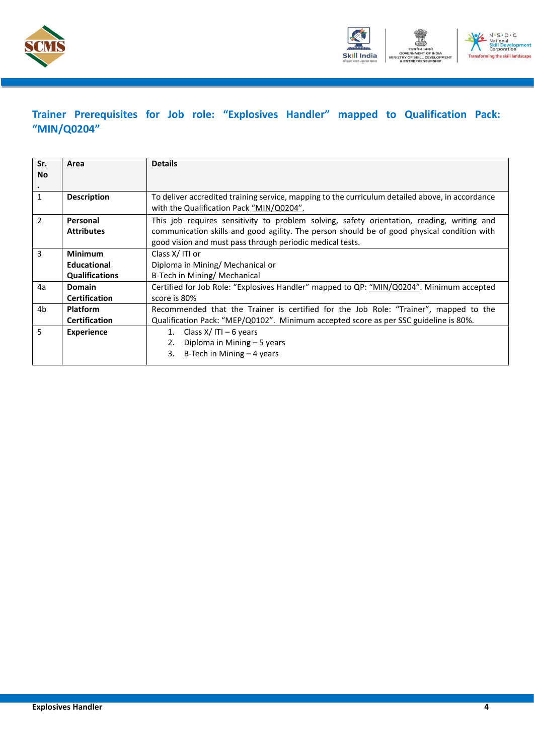## Trainer Prerequisites for Job role: "Explosives Handler" mapped to Qualification Pack: "MIN/Q0204"

| Sr. No. | Area | Details |
|---|---|---|
| 1 | **Description** | To deliver accredited training service, mapping to the curriculum detailed above, in accordance with the Qualification Pack "MIN/Q0204". |
| 2 | **Personal Attributes** | This job requires sensitivity to problem solving, safety orientation, reading, writing and communication skills and good agility. The person should be of good physical condition with good vision and must pass through periodic medical tests. |
| 3 | **Minimum Educational Qualifications** | Class X/ ITI or<br>Diploma in Mining/ Mechanical or<br>B-Tech in Mining/ Mechanical |
| 4a | **Domain Certification** | Certified for Job Role: "Explosives Handler" mapped to QP: "MIN/Q0204". Minimum accepted score is 80% |
| 4b | **Platform Certification** | Recommended that the Trainer is certified for the Job Role: "Trainer", mapped to the Qualification Pack: "MEP/Q0102". Minimum accepted score as per SSC guideline is 80%. |
| 5 | **Experience** | 1. Class X/ ITI – 6 years<br>2. Diploma in Mining – 5 years<br>3. B-Tech in Mining – 4 years |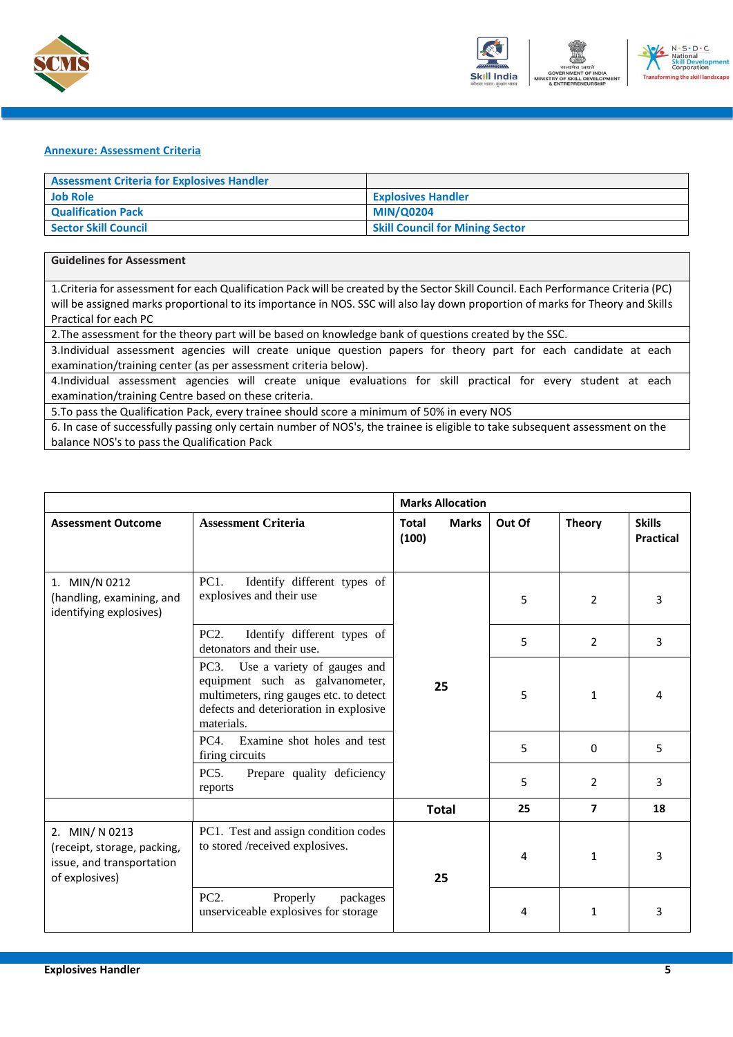## Annexure: Assessment Criteria

| Assessment Criteria for Explosives Handler | |
|---|---|
| **Job Role** | **Explosives Handler** |
| **Qualification Pack** | **MIN/Q0204** |
| **Sector Skill Council** | **Skill Council for Mining Sector** |

| Guidelines for Assessment |
|---|
| 1.Criteria for assessment for each Qualification Pack will be created by the Sector Skill Council. Each Performance Criteria (PC) will be assigned marks proportional to its importance in NOS. SSC will also lay down proportion of marks for Theory and Skills Practical for each PC |
| 2.The assessment for the theory part will be based on knowledge bank of questions created by the SSC. |
| 3.Individual assessment agencies will create unique question papers for theory part for each candidate at each examination/training center (as per assessment criteria below). |
| 4.Individual assessment agencies will create unique evaluations for skill practical for every student at each examination/training Centre based on these criteria. |
| 5.To pass the Qualification Pack, every trainee should score a minimum of 50% in every NOS |
| 6. In case of successfully passing only certain number of NOS's, the trainee is eligible to take subsequent assessment on the balance NOS's to pass the Qualification Pack |

| | | Marks Allocation | | | |
|---|---|---|---|---|---|
| **Assessment Outcome** | **Assessment Criteria** | **Total Marks (100)** | **Out Of** | **Theory** | **Skills Practical** |
| 1. MIN/N 0212 (handling, examining, and identifying explosives) | PC1. Identify different types of explosives and their use | 25 | 5 | 2 | 3 |
| | PC2. Identify different types of detonators and their use. | | 5 | 2 | 3 |
| | PC3. Use a variety of gauges and equipment such as galvanometer, multimeters, ring gauges etc. to detect defects and deterioration in explosive materials. | | 5 | 1 | 4 |
| | PC4. Examine shot holes and test firing circuits | | 5 | 0 | 5 |
| | PC5. Prepare quality deficiency reports | | 5 | 2 | 3 |
| | | **Total** | **25** | **7** | **18** |
| 2. MIN/ N 0213 (receipt, storage, packing, issue, and transportation of explosives) | PC1. Test and assign condition codes to stored /received explosives. | 25 | 4 | 1 | 3 |
| | PC2. Properly packages unserviceable explosives for storage | | 4 | 1 | 3 |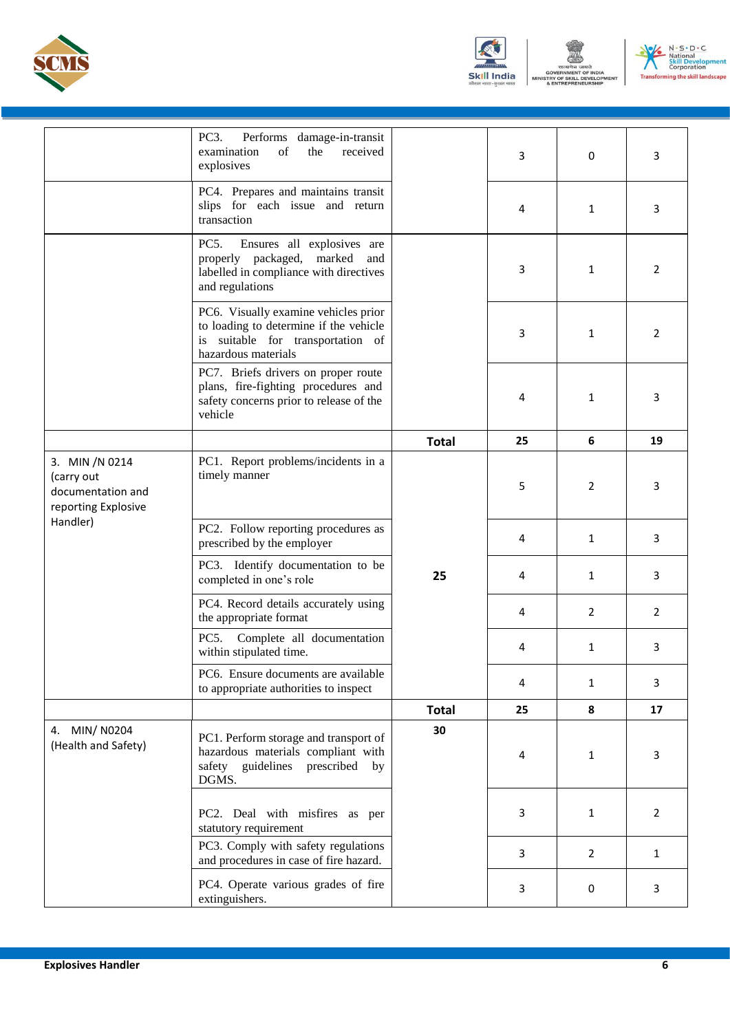| | | | | | |
|---|---|---|---|---|---|
| | PC3. Performs damage-in-transit examination of the received explosives | | 3 | 0 | 3 |
| | PC4. Prepares and maintains transit slips for each issue and return transaction | | 4 | 1 | 3 |
| | PC5. Ensures all explosives are properly packaged, marked and labelled in compliance with directives and regulations | | 3 | 1 | 2 |
| | PC6. Visually examine vehicles prior to loading to determine if the vehicle is suitable for transportation of hazardous materials | | 3 | 1 | 2 |
| | PC7. Briefs drivers on proper route plans, fire-fighting procedures and safety concerns prior to release of the vehicle | | 4 | 1 | 3 |
| | | **Total** | **25** | **6** | **19** |
| 3. MIN /N 0214 (carry out documentation and reporting Explosive Handler) | PC1. Report problems/incidents in a timely manner | 25 | 5 | 2 | 3 |
| | PC2. Follow reporting procedures as prescribed by the employer | | 4 | 1 | 3 |
| | PC3. Identify documentation to be completed in one's role | | 4 | 1 | 3 |
| | PC4. Record details accurately using the appropriate format | | 4 | 2 | 2 |
| | PC5. Complete all documentation within stipulated time. | | 4 | 1 | 3 |
| | PC6. Ensure documents are available to appropriate authorities to inspect | | 4 | 1 | 3 |
| | | **Total** | **25** | **8** | **17** |
| 4. MIN/ N0204 (Health and Safety) | PC1. Perform storage and transport of hazardous materials compliant with safety guidelines prescribed by DGMS. | **30** | 4 | 1 | 3 |
| | PC2. Deal with misfires as per statutory requirement | | 3 | 1 | 2 |
| | PC3. Comply with safety regulations and procedures in case of fire hazard. | | 3 | 2 | 1 |
| | PC4. Operate various grades of fire extinguishers. | | 3 | 0 | 3 |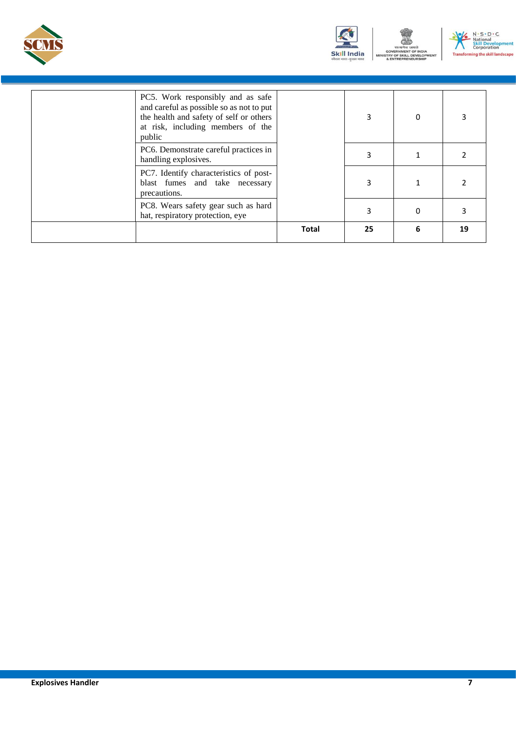| | | | | | |
|---|---|---|---|---|---|
| | PC5. Work responsibly and as safe and careful as possible so as not to put the health and safety of self or others at risk, including members of the public | | 3 | 0 | 3 |
| | PC6. Demonstrate careful practices in handling explosives. | | 3 | 1 | 2 |
| | PC7. Identify characteristics of post-blast fumes and take necessary precautions. | | 3 | 1 | 2 |
| | PC8. Wears safety gear such as hard hat, respiratory protection, eye | | 3 | 0 | 3 |
| | | **Total** | **25** | **6** | **19** |